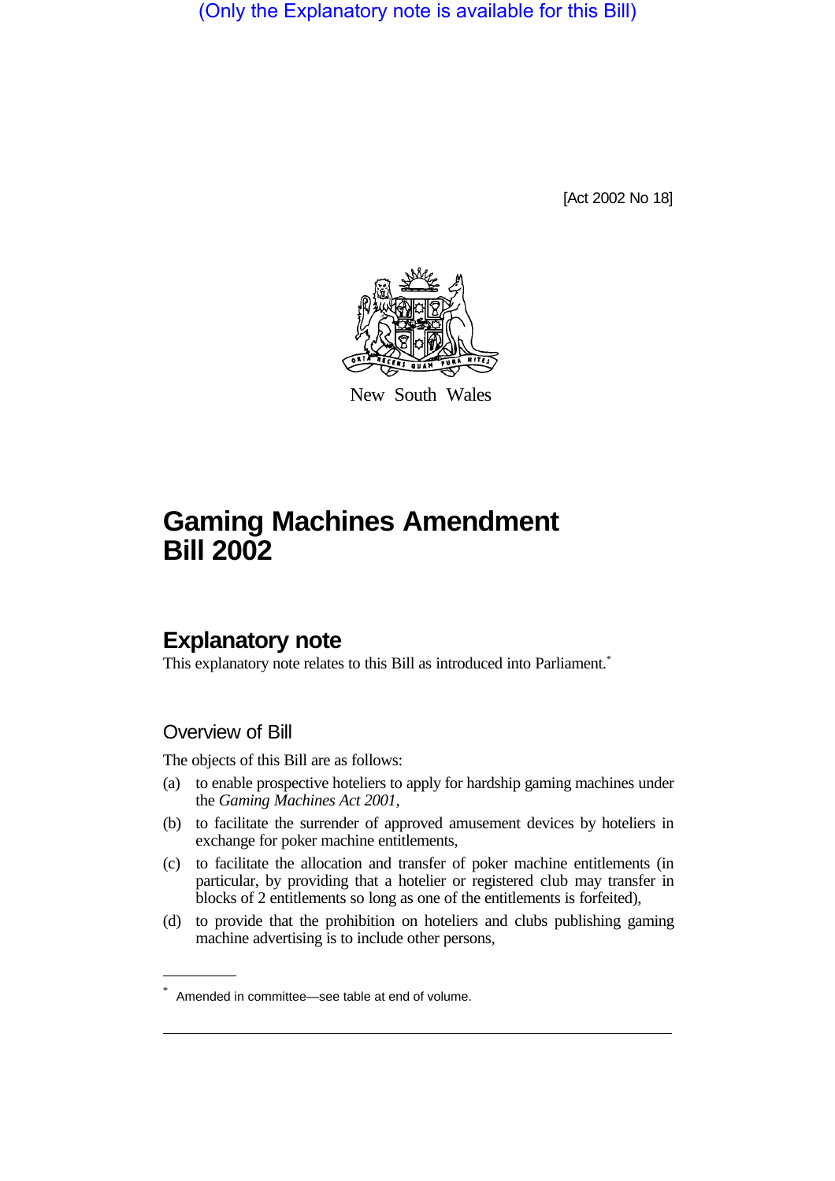(Only the Explanatory note is available for this Bill)

[Act 2002 No 18]

New South Wales

# Gaming Machines Amendment Bill 2002

## Explanatory note

This explanatory note relates to this Bill as introduced into Parliament.*

### Overview of Bill

The objects of this Bill are as follows:

(a) to enable prospective hoteliers to apply for hardship gaming machines under the *Gaming Machines Act 2001*,

(b) to facilitate the surrender of approved amusement devices by hoteliers in exchange for poker machine entitlements,

(c) to facilitate the allocation and transfer of poker machine entitlements (in particular, by providing that a hotelier or registered club may transfer in blocks of 2 entitlements so long as one of the entitlements is forfeited),

(d) to provide that the prohibition on hoteliers and clubs publishing gaming machine advertising is to include other persons,

* Amended in committee—see table at end of volume.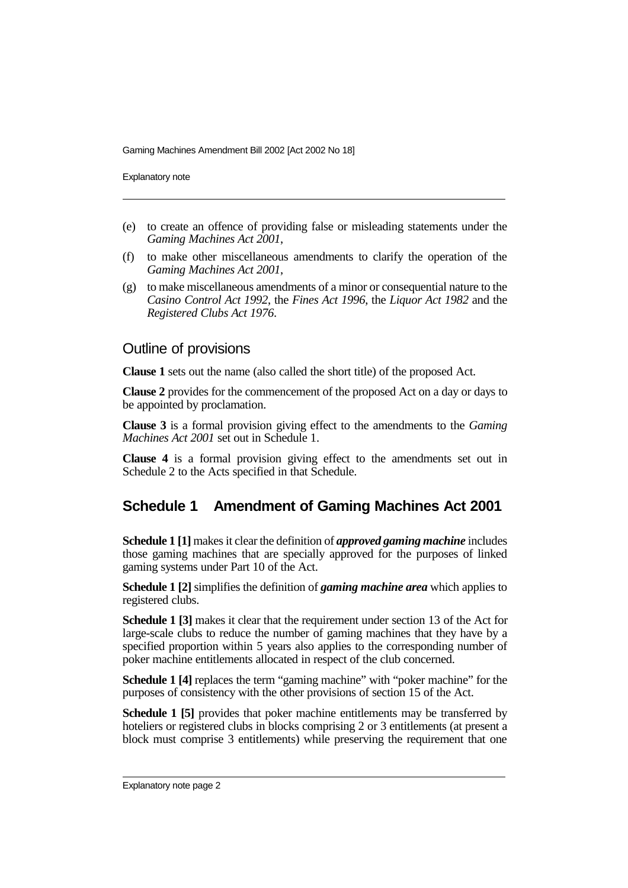(e) to create an offence of providing false or misleading statements under the *Gaming Machines Act 2001*,

(f) to make other miscellaneous amendments to clarify the operation of the *Gaming Machines Act 2001*,

(g) to make miscellaneous amendments of a minor or consequential nature to the *Casino Control Act 1992*, the *Fines Act 1996*, the *Liquor Act 1982* and the *Registered Clubs Act 1976*.

## Outline of provisions

**Clause 1** sets out the name (also called the short title) of the proposed Act.

**Clause 2** provides for the commencement of the proposed Act on a day or days to be appointed by proclamation.

**Clause 3** is a formal provision giving effect to the amendments to the *Gaming Machines Act 2001* set out in Schedule 1.

**Clause 4** is a formal provision giving effect to the amendments set out in Schedule 2 to the Acts specified in that Schedule.

## Schedule 1 Amendment of Gaming Machines Act 2001

**Schedule 1 [1]** makes it clear the definition of ***approved gaming machine*** includes those gaming machines that are specially approved for the purposes of linked gaming systems under Part 10 of the Act.

**Schedule 1 [2]** simplifies the definition of ***gaming machine area*** which applies to registered clubs.

**Schedule 1 [3]** makes it clear that the requirement under section 13 of the Act for large-scale clubs to reduce the number of gaming machines that they have by a specified proportion within 5 years also applies to the corresponding number of poker machine entitlements allocated in respect of the club concerned.

**Schedule 1 [4]** replaces the term "gaming machine" with "poker machine" for the purposes of consistency with the other provisions of section 15 of the Act.

**Schedule 1 [5]** provides that poker machine entitlements may be transferred by hoteliers or registered clubs in blocks comprising 2 or 3 entitlements (at present a block must comprise 3 entitlements) while preserving the requirement that one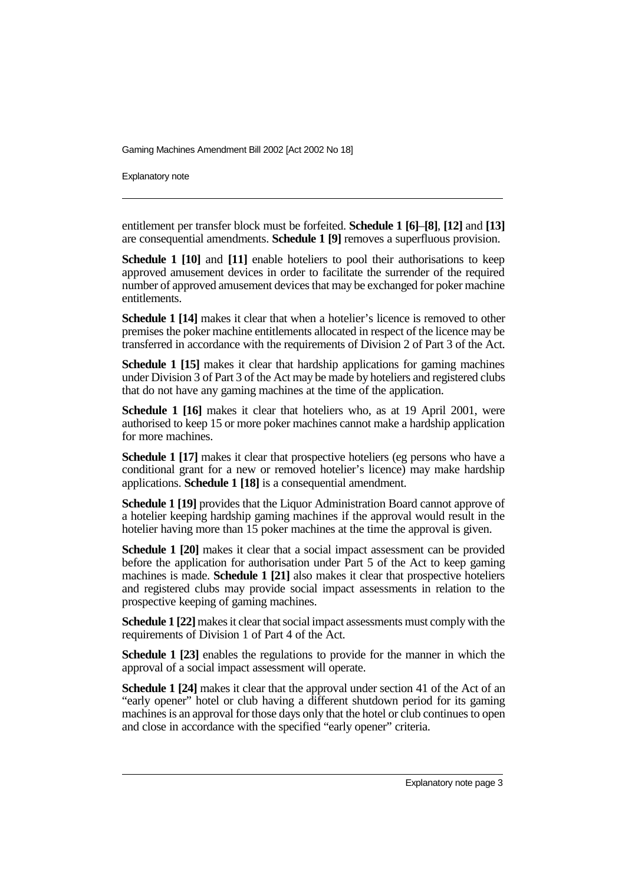entitlement per transfer block must be forfeited. **Schedule 1 [6]**–**[8]**, **[12]** and **[13]** are consequential amendments. **Schedule 1 [9]** removes a superfluous provision.

**Schedule 1 [10]** and **[11]** enable hoteliers to pool their authorisations to keep approved amusement devices in order to facilitate the surrender of the required number of approved amusement devices that may be exchanged for poker machine entitlements.

**Schedule 1 [14]** makes it clear that when a hotelier's licence is removed to other premises the poker machine entitlements allocated in respect of the licence may be transferred in accordance with the requirements of Division 2 of Part 3 of the Act.

**Schedule 1 [15]** makes it clear that hardship applications for gaming machines under Division 3 of Part 3 of the Act may be made by hoteliers and registered clubs that do not have any gaming machines at the time of the application.

**Schedule 1 [16]** makes it clear that hoteliers who, as at 19 April 2001, were authorised to keep 15 or more poker machines cannot make a hardship application for more machines.

**Schedule 1 [17]** makes it clear that prospective hoteliers (eg persons who have a conditional grant for a new or removed hotelier's licence) may make hardship applications. **Schedule 1 [18]** is a consequential amendment.

**Schedule 1 [19]** provides that the Liquor Administration Board cannot approve of a hotelier keeping hardship gaming machines if the approval would result in the hotelier having more than 15 poker machines at the time the approval is given.

**Schedule 1 [20]** makes it clear that a social impact assessment can be provided before the application for authorisation under Part 5 of the Act to keep gaming machines is made. **Schedule 1 [21]** also makes it clear that prospective hoteliers and registered clubs may provide social impact assessments in relation to the prospective keeping of gaming machines.

**Schedule 1 [22]** makes it clear that social impact assessments must comply with the requirements of Division 1 of Part 4 of the Act.

**Schedule 1 [23]** enables the regulations to provide for the manner in which the approval of a social impact assessment will operate.

**Schedule 1 [24]** makes it clear that the approval under section 41 of the Act of an "early opener" hotel or club having a different shutdown period for its gaming machines is an approval for those days only that the hotel or club continues to open and close in accordance with the specified "early opener" criteria.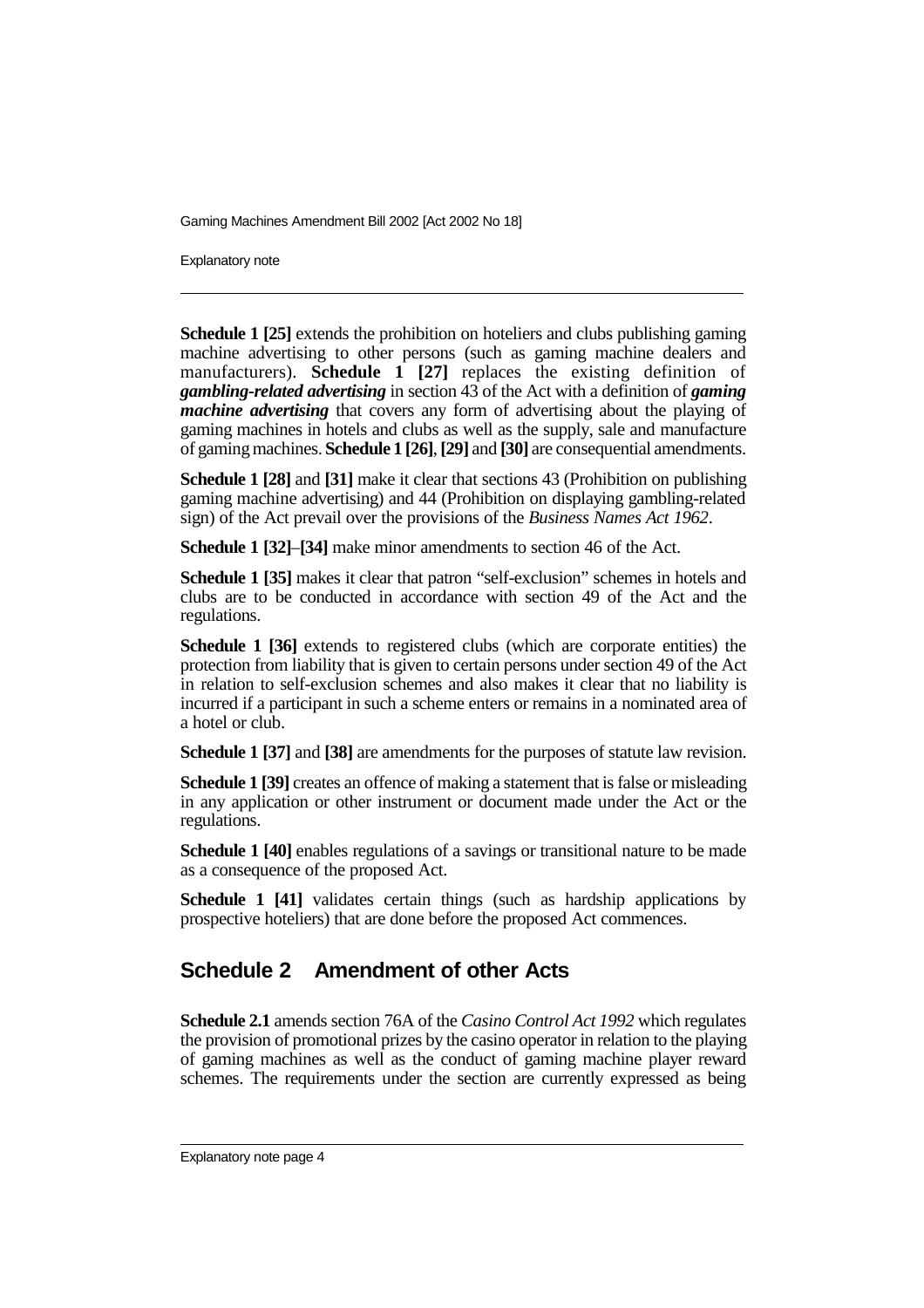**Schedule 1 [25]** extends the prohibition on hoteliers and clubs publishing gaming machine advertising to other persons (such as gaming machine dealers and manufacturers). **Schedule 1 [27]** replaces the existing definition of ***gambling-related advertising*** in section 43 of the Act with a definition of ***gaming machine advertising*** that covers any form of advertising about the playing of gaming machines in hotels and clubs as well as the supply, sale and manufacture of gaming machines. **Schedule 1 [26]**, **[29]** and **[30]** are consequential amendments.

**Schedule 1 [28]** and **[31]** make it clear that sections 43 (Prohibition on publishing gaming machine advertising) and 44 (Prohibition on displaying gambling-related sign) of the Act prevail over the provisions of the *Business Names Act 1962*.

**Schedule 1 [32]–[34]** make minor amendments to section 46 of the Act.

**Schedule 1 [35]** makes it clear that patron "self-exclusion" schemes in hotels and clubs are to be conducted in accordance with section 49 of the Act and the regulations.

**Schedule 1 [36]** extends to registered clubs (which are corporate entities) the protection from liability that is given to certain persons under section 49 of the Act in relation to self-exclusion schemes and also makes it clear that no liability is incurred if a participant in such a scheme enters or remains in a nominated area of a hotel or club.

**Schedule 1 [37]** and **[38]** are amendments for the purposes of statute law revision.

**Schedule 1 [39]** creates an offence of making a statement that is false or misleading in any application or other instrument or document made under the Act or the regulations.

**Schedule 1 [40]** enables regulations of a savings or transitional nature to be made as a consequence of the proposed Act.

**Schedule 1 [41]** validates certain things (such as hardship applications by prospective hoteliers) that are done before the proposed Act commences.

## Schedule 2 Amendment of other Acts

**Schedule 2.1** amends section 76A of the *Casino Control Act 1992* which regulates the provision of promotional prizes by the casino operator in relation to the playing of gaming machines as well as the conduct of gaming machine player reward schemes. The requirements under the section are currently expressed as being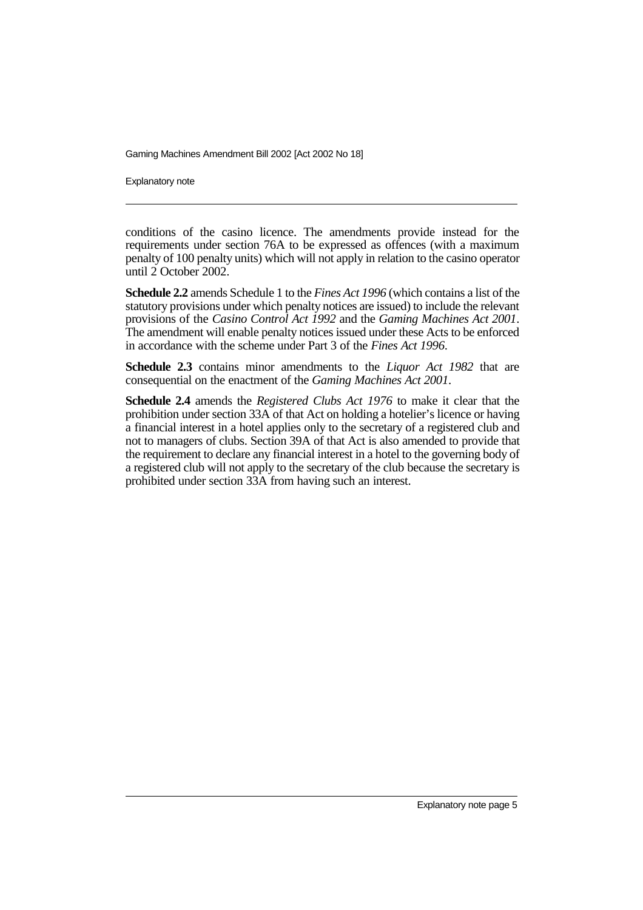conditions of the casino licence. The amendments provide instead for the requirements under section 76A to be expressed as offences (with a maximum penalty of 100 penalty units) which will not apply in relation to the casino operator until 2 October 2002.

**Schedule 2.2** amends Schedule 1 to the *Fines Act 1996* (which contains a list of the statutory provisions under which penalty notices are issued) to include the relevant provisions of the *Casino Control Act 1992* and the *Gaming Machines Act 2001*. The amendment will enable penalty notices issued under these Acts to be enforced in accordance with the scheme under Part 3 of the *Fines Act 1996*.

**Schedule 2.3** contains minor amendments to the *Liquor Act 1982* that are consequential on the enactment of the *Gaming Machines Act 2001*.

**Schedule 2.4** amends the *Registered Clubs Act 1976* to make it clear that the prohibition under section 33A of that Act on holding a hotelier's licence or having a financial interest in a hotel applies only to the secretary of a registered club and not to managers of clubs. Section 39A of that Act is also amended to provide that the requirement to declare any financial interest in a hotel to the governing body of a registered club will not apply to the secretary of the club because the secretary is prohibited under section 33A from having such an interest.